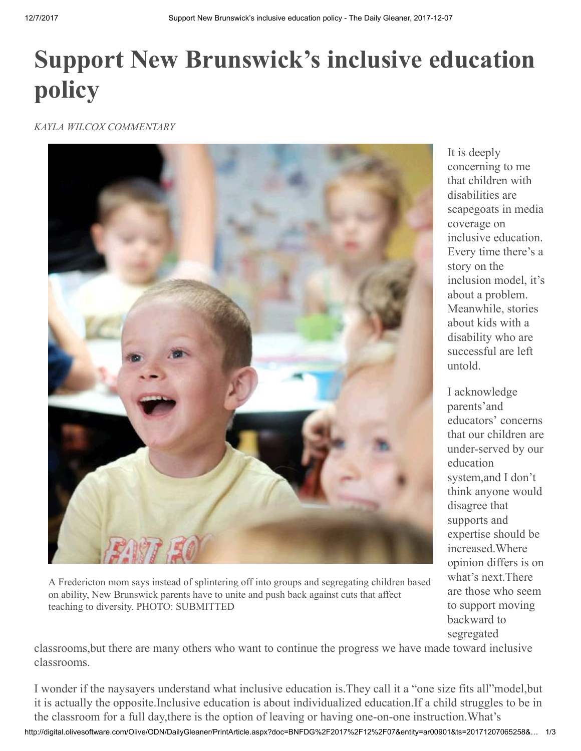# Support New Brunswick's inclusive education policy

*KAYLA WILCOX COMMENTARY*

A Fredericton mom says instead of splintering off into groups and segregating children based on ability, New Brunswick parents have to unite and push back against cuts that affect teaching to diversity. PHOTO: SUBMITTED

It is deeply concerning to me that children with disabilities are scapegoats in media coverage on inclusive education. Every time there's a story on the inclusion model, it's about a problem. Meanwhile, stories about kids with a disability who are successful are left untold.

I acknowledge parents'and educators' concerns that our children are under-served by our education system,and I don't think anyone would disagree that supports and expertise should be increased.Where opinion differs is on what's next.There are those who seem to support moving backward to segregated classrooms,but there are many others who want to continue the progress we have made toward inclusive classrooms.

I wonder if the naysayers understand what inclusive education is.They call it a "one size fits all"model,but it is actually the opposite.Inclusive education is about individualized education.If a child struggles to be in the classroom for a full day,there is the option of leaving or having one-on-one instruction.What's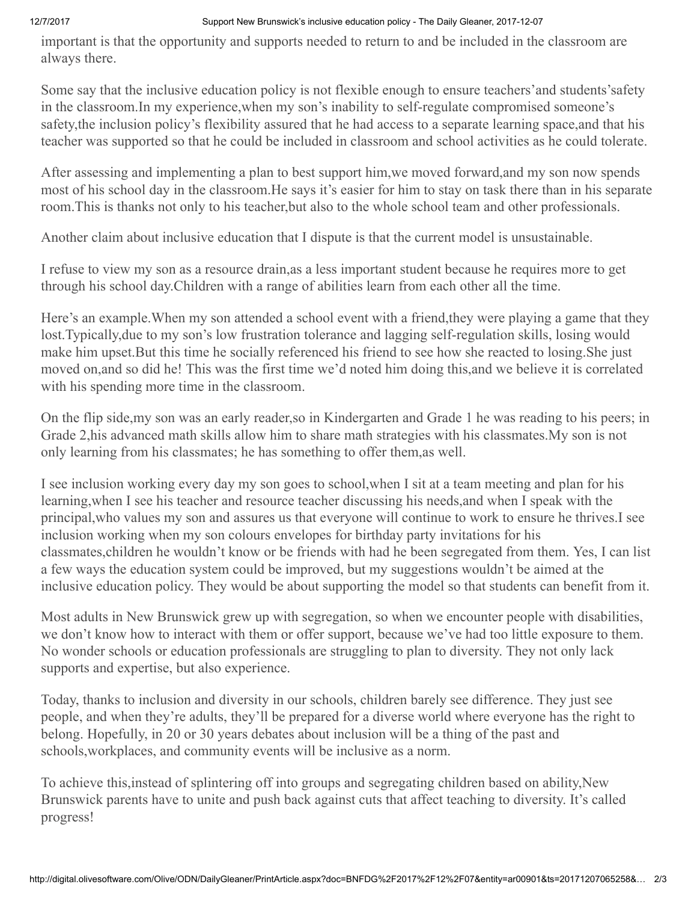important is that the opportunity and supports needed to return to and be included in the classroom are always there.

Some say that the inclusive education policy is not flexible enough to ensure teachers'and students'safety in the classroom.In my experience,when my son's inability to self-regulate compromised someone's safety,the inclusion policy's flexibility assured that he had access to a separate learning space,and that his teacher was supported so that he could be included in classroom and school activities as he could tolerate.

After assessing and implementing a plan to best support him,we moved forward,and my son now spends most of his school day in the classroom.He says it's easier for him to stay on task there than in his separate room.This is thanks not only to his teacher,but also to the whole school team and other professionals.

Another claim about inclusive education that I dispute is that the current model is unsustainable.

I refuse to view my son as a resource drain,as a less important student because he requires more to get through his school day.Children with a range of abilities learn from each other all the time.

Here's an example.When my son attended a school event with a friend,they were playing a game that they lost.Typically,due to my son's low frustration tolerance and lagging self-regulation skills, losing would make him upset.But this time he socially referenced his friend to see how she reacted to losing.She just moved on,and so did he! This was the first time we'd noted him doing this,and we believe it is correlated with his spending more time in the classroom.

On the flip side,my son was an early reader,so in Kindergarten and Grade 1 he was reading to his peers; in Grade 2,his advanced math skills allow him to share math strategies with his classmates.My son is not only learning from his classmates; he has something to offer them,as well.

I see inclusion working every day my son goes to school,when I sit at a team meeting and plan for his learning,when I see his teacher and resource teacher discussing his needs,and when I speak with the principal,who values my son and assures us that everyone will continue to work to ensure he thrives.I see inclusion working when my son colours envelopes for birthday party invitations for his classmates,children he wouldn't know or be friends with had he been segregated from them. Yes, I can list a few ways the education system could be improved, but my suggestions wouldn't be aimed at the inclusive education policy. They would be about supporting the model so that students can benefit from it.

Most adults in New Brunswick grew up with segregation, so when we encounter people with disabilities, we don't know how to interact with them or offer support, because we've had too little exposure to them. No wonder schools or education professionals are struggling to plan to diversity. They not only lack supports and expertise, but also experience.

Today, thanks to inclusion and diversity in our schools, children barely see difference. They just see people, and when they're adults, they'll be prepared for a diverse world where everyone has the right to belong. Hopefully, in 20 or 30 years debates about inclusion will be a thing of the past and schools,workplaces, and community events will be inclusive as a norm.

To achieve this,instead of splintering off into groups and segregating children based on ability,New Brunswick parents have to unite and push back against cuts that affect teaching to diversity. It's called progress!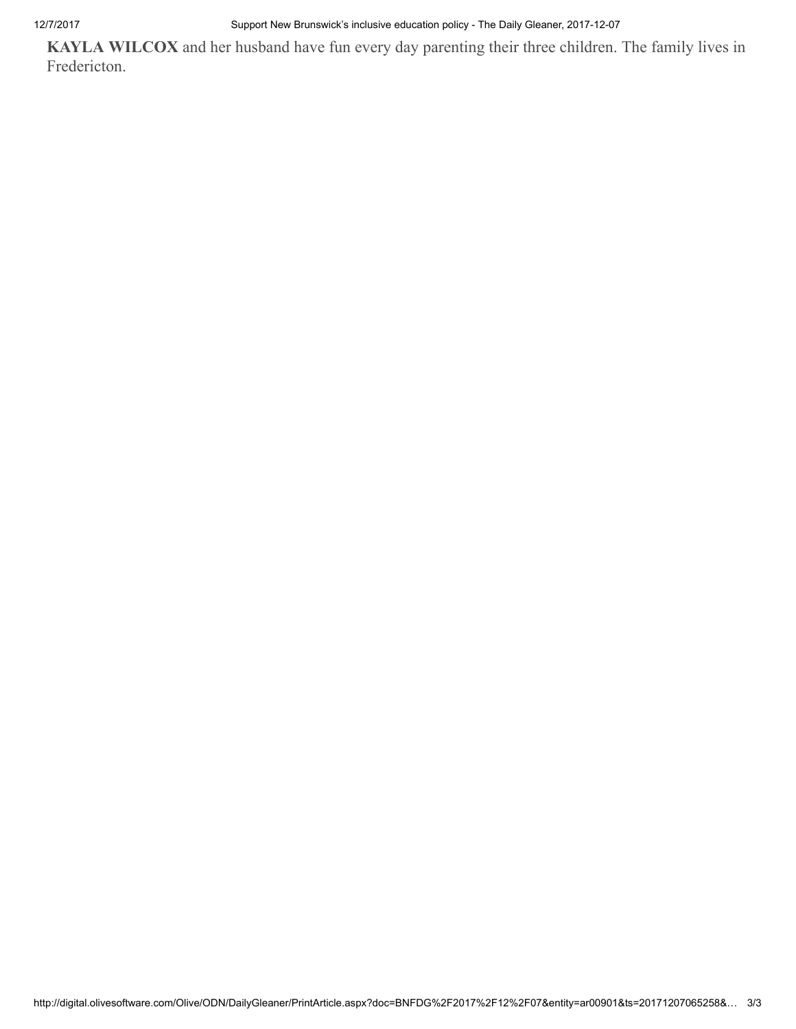**KAYLA WILCOX** and her husband have fun every day parenting their three children. The family lives in Fredericton.